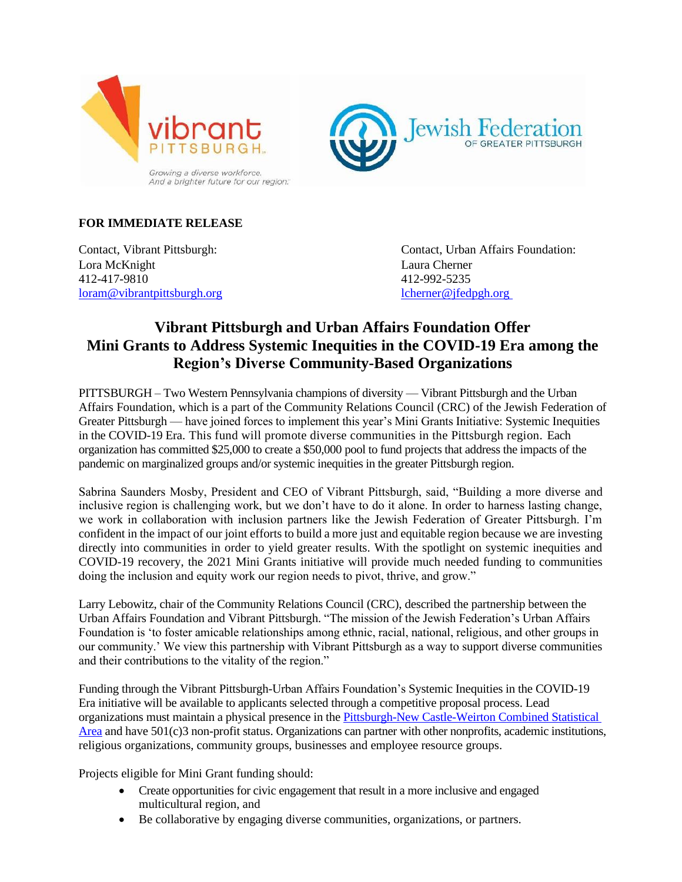vibrant PITTSBURGH

*Growing a diverse workforce. And a brighter future for our region.*

Jewish Federation OF GREATER PITTSBURGH

**FOR IMMEDIATE RELEASE**

Contact, Vibrant Pittsburgh:
Lora McKnight
412-417-9810
loram@vibrantpittsburgh.org

Contact, Urban Affairs Foundation:
Laura Cherner
412-992-5235
lcherner@jfedpgh.org

# Vibrant Pittsburgh and Urban Affairs Foundation Offer Mini Grants to Address Systemic Inequities in the COVID-19 Era among the Region's Diverse Community-Based Organizations

PITTSBURGH – Two Western Pennsylvania champions of diversity — Vibrant Pittsburgh and the Urban Affairs Foundation, which is a part of the Community Relations Council (CRC) of the Jewish Federation of Greater Pittsburgh — have joined forces to implement this year's Mini Grants Initiative: Systemic Inequities in the COVID-19 Era. This fund will promote diverse communities in the Pittsburgh region. Each organization has committed $25,000 to create a $50,000 pool to fund projects that address the impacts of the pandemic on marginalized groups and/or systemic inequities in the greater Pittsburgh region.

Sabrina Saunders Mosby, President and CEO of Vibrant Pittsburgh, said, "Building a more diverse and inclusive region is challenging work, but we don't have to do it alone. In order to harness lasting change, we work in collaboration with inclusion partners like the Jewish Federation of Greater Pittsburgh. I'm confident in the impact of our joint efforts to build a more just and equitable region because we are investing directly into communities in order to yield greater results. With the spotlight on systemic inequities and COVID-19 recovery, the 2021 Mini Grants initiative will provide much needed funding to communities doing the inclusion and equity work our region needs to pivot, thrive, and grow."

Larry Lebowitz, chair of the Community Relations Council (CRC), described the partnership between the Urban Affairs Foundation and Vibrant Pittsburgh. "The mission of the Jewish Federation's Urban Affairs Foundation is 'to foster amicable relationships among ethnic, racial, national, religious, and other groups in our community.' We view this partnership with Vibrant Pittsburgh as a way to support diverse communities and their contributions to the vitality of the region."

Funding through the Vibrant Pittsburgh-Urban Affairs Foundation's Systemic Inequities in the COVID-19 Era initiative will be available to applicants selected through a competitive proposal process. Lead organizations must maintain a physical presence in the Pittsburgh-New Castle-Weirton Combined Statistical Area and have 501(c)3 non-profit status. Organizations can partner with other nonprofits, academic institutions, religious organizations, community groups, businesses and employee resource groups.

Projects eligible for Mini Grant funding should:

- Create opportunities for civic engagement that result in a more inclusive and engaged multicultural region, and
- Be collaborative by engaging diverse communities, organizations, or partners.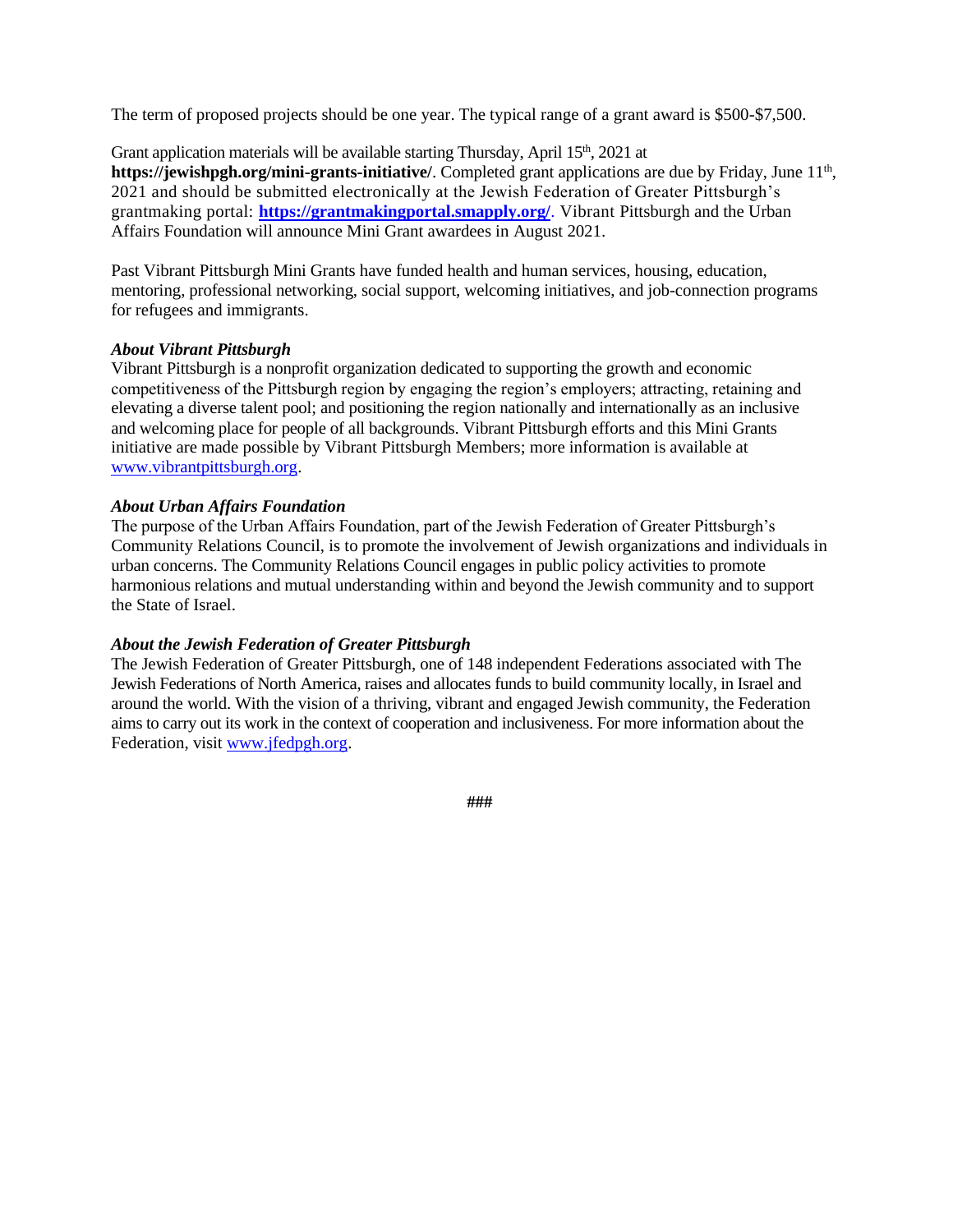The term of proposed projects should be one year. The typical range of a grant award is $500-$7,500.

Grant application materials will be available starting Thursday, April 15th, 2021 at **https://jewishpgh.org/mini-grants-initiative/**. Completed grant applications are due by Friday, June 11th, 2021 and should be submitted electronically at the Jewish Federation of Greater Pittsburgh's grantmaking portal: **https://grantmakingportal.smapply.org/**. Vibrant Pittsburgh and the Urban Affairs Foundation will announce Mini Grant awardees in August 2021.

Past Vibrant Pittsburgh Mini Grants have funded health and human services, housing, education, mentoring, professional networking, social support, welcoming initiatives, and job-connection programs for refugees and immigrants.

***About Vibrant Pittsburgh***

Vibrant Pittsburgh is a nonprofit organization dedicated to supporting the growth and economic competitiveness of the Pittsburgh region by engaging the region's employers; attracting, retaining and elevating a diverse talent pool; and positioning the region nationally and internationally as an inclusive and welcoming place for people of all backgrounds. Vibrant Pittsburgh efforts and this Mini Grants initiative are made possible by Vibrant Pittsburgh Members; more information is available at www.vibrantpittsburgh.org.

***About Urban Affairs Foundation***

The purpose of the Urban Affairs Foundation, part of the Jewish Federation of Greater Pittsburgh's Community Relations Council, is to promote the involvement of Jewish organizations and individuals in urban concerns. The Community Relations Council engages in public policy activities to promote harmonious relations and mutual understanding within and beyond the Jewish community and to support the State of Israel.

***About the Jewish Federation of Greater Pittsburgh***

The Jewish Federation of Greater Pittsburgh, one of 148 independent Federations associated with The Jewish Federations of North America, raises and allocates funds to build community locally, in Israel and around the world. With the vision of a thriving, vibrant and engaged Jewish community, the Federation aims to carry out its work in the context of cooperation and inclusiveness. For more information about the Federation, visit www.jfedpgh.org.

###